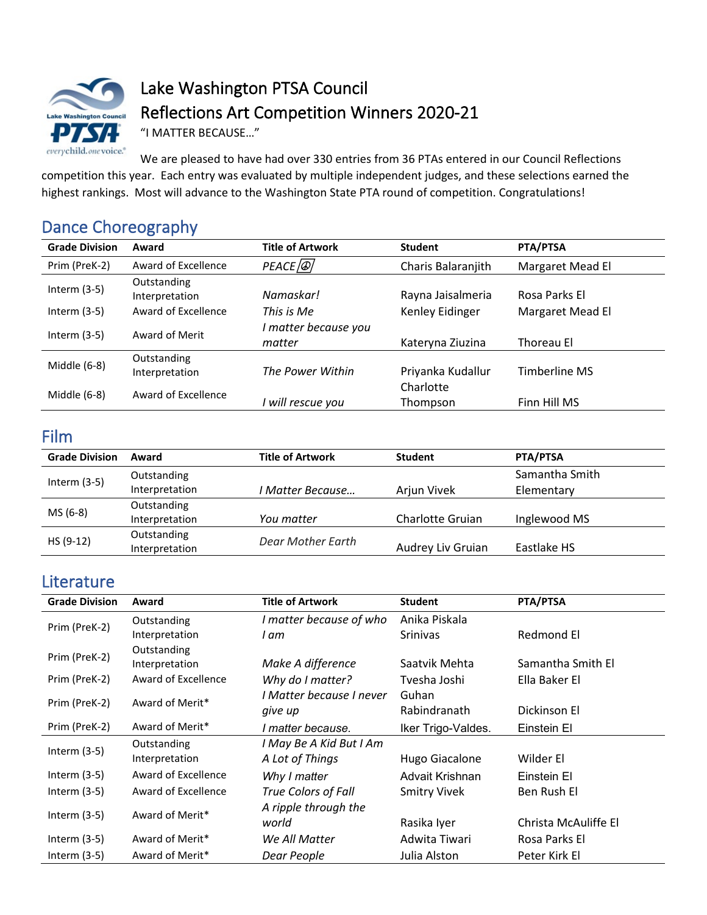# Lake Washington PTSA Council
# Reflections Art Competition Winners 2020-21

"I MATTER BECAUSE…"

We are pleased to have had over 330 entries from 36 PTAs entered in our Council Reflections competition this year. Each entry was evaluated by multiple independent judges, and these selections earned the highest rankings. Most will advance to the Washington State PTA round of competition. Congratulations!

## Dance Choreography

| Grade Division | Award | Title of Artwork | Student | PTA/PTSA |
|---|---|---|---|---|
| Prim (PreK-2) | Award of Excellence | *PEACE ☮* | Charis Balaranjith | Margaret Mead El |
| Interm (3-5) | Outstanding Interpretation | *Namaskar!* | Rayna Jaisalmeria | Rosa Parks El |
| Interm (3-5) | Award of Excellence | *This is Me* | Kenley Eidinger | Margaret Mead El |
| Interm (3-5) | Award of Merit | *I matter because you matter* | Kateryna Ziuzina | Thoreau El |
| Middle (6-8) | Outstanding Interpretation | *The Power Within* | Priyanka Kudallur | Timberline MS |
| Middle (6-8) | Award of Excellence | *I will rescue you* | Charlotte Thompson | Finn Hill MS |

## Film

| Grade Division | Award | Title of Artwork | Student | PTA/PTSA |
|---|---|---|---|---|
| Interm (3-5) | Outstanding Interpretation | *I Matter Because…* | Arjun Vivek | Samantha Smith Elementary |
| MS (6-8) | Outstanding Interpretation | *You matter* | Charlotte Gruian | Inglewood MS |
| HS (9-12) | Outstanding Interpretation | *Dear Mother Earth* | Audrey Liv Gruian | Eastlake HS |

## Literature

| Grade Division | Award | Title of Artwork | Student | PTA/PTSA |
|---|---|---|---|---|
| Prim (PreK-2) | Outstanding Interpretation | *I matter because of who I am* | Anika Piskala Srinivas | Redmond El |
| Prim (PreK-2) | Outstanding Interpretation | *Make A difference* | Saatvik Mehta | Samantha Smith El |
| Prim (PreK-2) | Award of Excellence | *Why do I matter?* | Tvesha Joshi | Ella Baker El |
| Prim (PreK-2) | Award of Merit* | *I Matter because I never give up* | Guhan Rabindranath | Dickinson El |
| Prim (PreK-2) | Award of Merit* | *I matter because.* | Iker Trigo-Valdes. | Einstein El |
| Interm (3-5) | Outstanding Interpretation | *I May Be A Kid But I Am A Lot of Things* | Hugo Giacalone | Wilder El |
| Interm (3-5) | Award of Excellence | *Why I matter* | Advait Krishnan | Einstein El |
| Interm (3-5) | Award of Excellence | *True Colors of Fall* | Smitry Vivek | Ben Rush El |
| Interm (3-5) | Award of Merit* | *A ripple through the world* | Rasika Iyer | Christa McAuliffe El |
| Interm (3-5) | Award of Merit* | *We All Matter* | Adwita Tiwari | Rosa Parks El |
| Interm (3-5) | Award of Merit* | *Dear People* | Julia Alston | Peter Kirk El |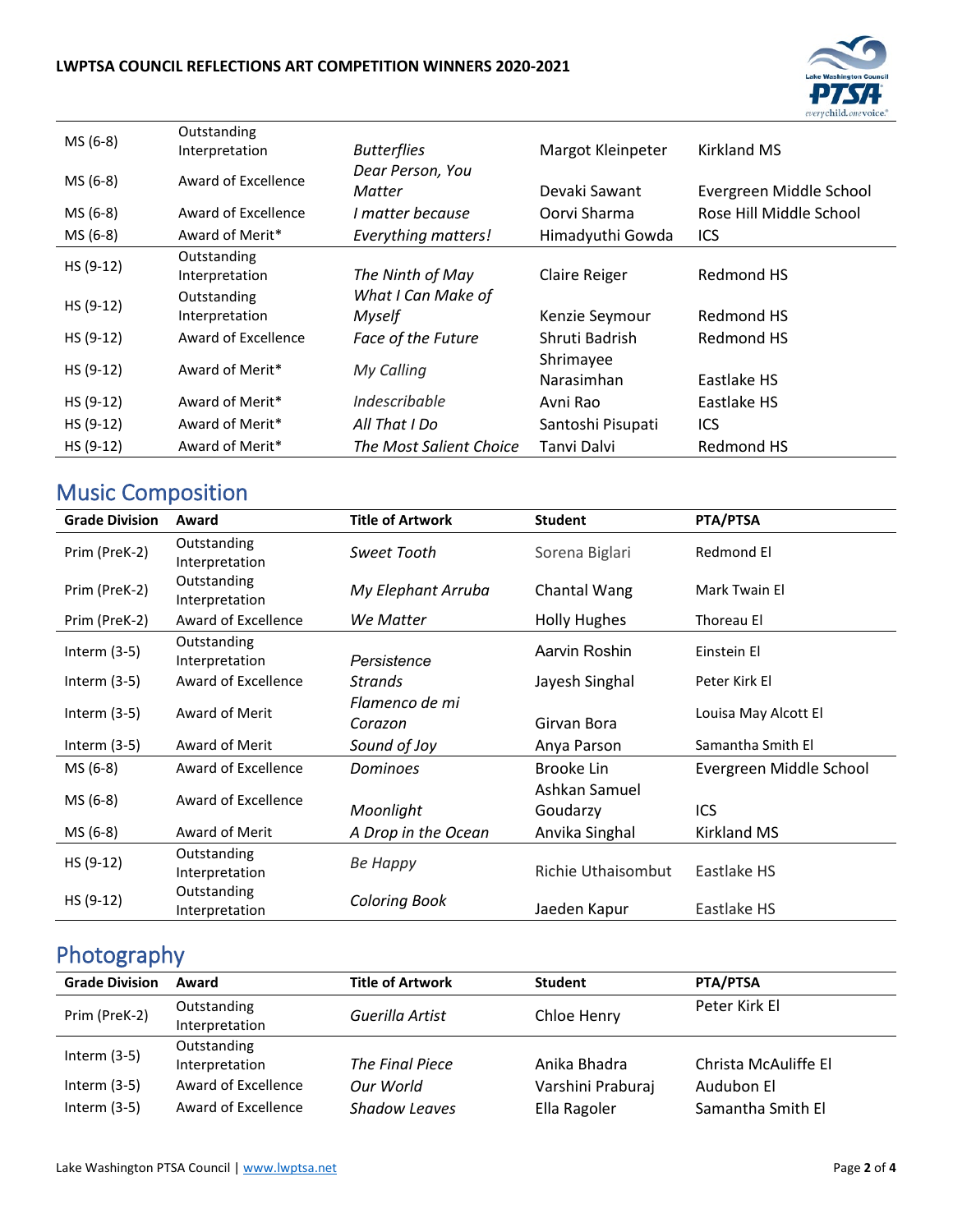| | | | | |
|---|---|---|---|---|
| MS (6-8) | Outstanding Interpretation | *Butterflies* | Margot Kleinpeter | Kirkland MS |
| MS (6-8) | Award of Excellence | *Dear Person, You Matter* | Devaki Sawant | Evergreen Middle School |
| MS (6-8) | Award of Excellence | *I matter because* | Oorvi Sharma | Rose Hill Middle School |
| MS (6-8) | Award of Merit* | *Everything matters!* | Himadyuthi Gowda | ICS |
| HS (9-12) | Outstanding Interpretation | *The Ninth of May* | Claire Reiger | Redmond HS |
| HS (9-12) | Outstanding Interpretation | *What I Can Make of Myself* | Kenzie Seymour | Redmond HS |
| HS (9-12) | Award of Excellence | *Face of the Future* | Shruti Badrish | Redmond HS |
| HS (9-12) | Award of Merit* | *My Calling* | Shrimayee Narasimhan | Eastlake HS |
| HS (9-12) | Award of Merit* | *Indescribable* | Avni Rao | Eastlake HS |
| HS (9-12) | Award of Merit* | *All That I Do* | Santoshi Pisupati | ICS |
| HS (9-12) | Award of Merit* | *The Most Salient Choice* | Tanvi Dalvi | Redmond HS |

## Music Composition

| Grade Division | Award | Title of Artwork | Student | PTA/PTSA |
|---|---|---|---|---|
| Prim (PreK-2) | Outstanding Interpretation | *Sweet Tooth* | Sorena Biglari | Redmond El |
| Prim (PreK-2) | Outstanding Interpretation | *My Elephant Arruba* | Chantal Wang | Mark Twain El |
| Prim (PreK-2) | Award of Excellence | *We Matter* | Holly Hughes | Thoreau El |
| Interm (3-5) | Outstanding Interpretation | *Persistence* | Aarvin Roshin | Einstein El |
| Interm (3-5) | Award of Excellence | *Strands* | Jayesh Singhal | Peter Kirk El |
| Interm (3-5) | Award of Merit | *Flamenco de mi Corazon* | Girvan Bora | Louisa May Alcott El |
| Interm (3-5) | Award of Merit | *Sound of Joy* | Anya Parson | Samantha Smith El |
| MS (6-8) | Award of Excellence | *Dominoes* | Brooke Lin | Evergreen Middle School |
| MS (6-8) | Award of Excellence | *Moonlight* | Ashkan Samuel Goudarzy | ICS |
| MS (6-8) | Award of Merit | *A Drop in the Ocean* | Anvika Singhal | Kirkland MS |
| HS (9-12) | Outstanding Interpretation | *Be Happy* | Richie Uthaisombut | Eastlake HS |
| HS (9-12) | Outstanding Interpretation | *Coloring Book* | Jaeden Kapur | Eastlake HS |

## Photography

| Grade Division | Award | Title of Artwork | Student | PTA/PTSA |
|---|---|---|---|---|
| Prim (PreK-2) | Outstanding Interpretation | *Guerilla Artist* | Chloe Henry | Peter Kirk El |
| Interm (3-5) | Outstanding Interpretation | *The Final Piece* | Anika Bhadra | Christa McAuliffe El |
| Interm (3-5) | Award of Excellence | *Our World* | Varshini Praburaj | Audubon El |
| Interm (3-5) | Award of Excellence | *Shadow Leaves* | Ella Ragoler | Samantha Smith El |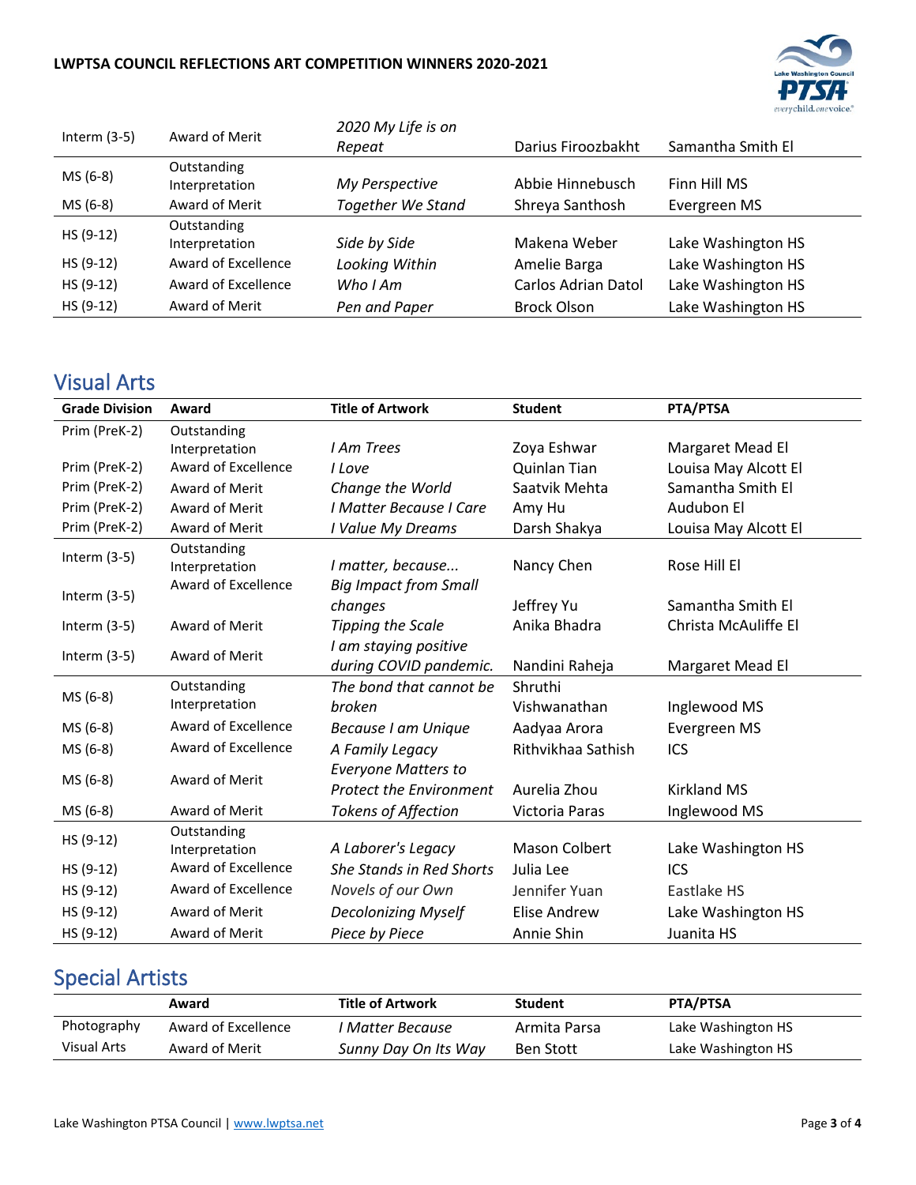| | | | | |
|---|---|---|---|---|
| Interm (3-5) | Award of Merit | *2020 My Life is on Repeat* | Darius Firoozbakht | Samantha Smith El |
| MS (6-8) | Outstanding Interpretation | *My Perspective* | Abbie Hinnebusch | Finn Hill MS |
| MS (6-8) | Award of Merit | *Together We Stand* | Shreya Santhosh | Evergreen MS |
| HS (9-12) | Outstanding Interpretation | *Side by Side* | Makena Weber | Lake Washington HS |
| HS (9-12) | Award of Excellence | *Looking Within* | Amelie Barga | Lake Washington HS |
| HS (9-12) | Award of Excellence | *Who I Am* | Carlos Adrian Datol | Lake Washington HS |
| HS (9-12) | Award of Merit | *Pen and Paper* | Brock Olson | Lake Washington HS |

## Visual Arts

| Grade Division | Award | Title of Artwork | Student | PTA/PTSA |
|---|---|---|---|---|
| Prim (PreK-2) | Outstanding Interpretation | *I Am Trees* | Zoya Eshwar | Margaret Mead El |
| Prim (PreK-2) | Award of Excellence | *I Love* | Quinlan Tian | Louisa May Alcott El |
| Prim (PreK-2) | Award of Merit | *Change the World* | Saatvik Mehta | Samantha Smith El |
| Prim (PreK-2) | Award of Merit | *I Matter Because I Care* | Amy Hu | Audubon El |
| Prim (PreK-2) | Award of Merit | *I Value My Dreams* | Darsh Shakya | Louisa May Alcott El |
| Interm (3-5) | Outstanding Interpretation | *I matter, because...* | Nancy Chen | Rose Hill El |
| Interm (3-5) | Award of Excellence | *Big Impact from Small changes* | Jeffrey Yu | Samantha Smith El |
| Interm (3-5) | Award of Merit | *Tipping the Scale* | Anika Bhadra | Christa McAuliffe El |
| Interm (3-5) | Award of Merit | *I am staying positive during COVID pandemic.* | Nandini Raheja | Margaret Mead El |
| MS (6-8) | Outstanding Interpretation | *The bond that cannot be broken* | Shruthi Vishwanathan | Inglewood MS |
| MS (6-8) | Award of Excellence | *Because I am Unique* | Aadyaa Arora | Evergreen MS |
| MS (6-8) | Award of Excellence | *A Family Legacy* | Rithvikhaa Sathish | ICS |
| MS (6-8) | Award of Merit | *Everyone Matters to Protect the Environment* | Aurelia Zhou | Kirkland MS |
| MS (6-8) | Award of Merit | *Tokens of Affection* | Victoria Paras | Inglewood MS |
| HS (9-12) | Outstanding Interpretation | *A Laborer's Legacy* | Mason Colbert | Lake Washington HS |
| HS (9-12) | Award of Excellence | *She Stands in Red Shorts* | Julia Lee | ICS |
| HS (9-12) | Award of Excellence | *Novels of our Own* | Jennifer Yuan | Eastlake HS |
| HS (9-12) | Award of Merit | *Decolonizing Myself* | Elise Andrew | Lake Washington HS |
| HS (9-12) | Award of Merit | *Piece by Piece* | Annie Shin | Juanita HS |

## Special Artists

| | Award | Title of Artwork | Student | PTA/PTSA |
|---|---|---|---|---|
| Photography | Award of Excellence | *I Matter Because* | Armita Parsa | Lake Washington HS |
| Visual Arts | Award of Merit | *Sunny Day On Its Way* | Ben Stott | Lake Washington HS |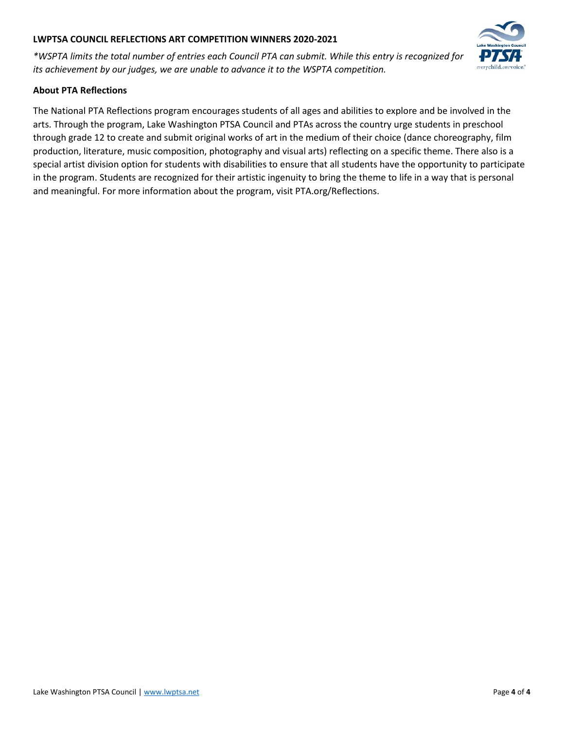*\*WSPTA limits the total number of entries each Council PTA can submit. While this entry is recognized for its achievement by our judges, we are unable to advance it to the WSPTA competition.*

## About PTA Reflections

The National PTA Reflections program encourages students of all ages and abilities to explore and be involved in the arts. Through the program, Lake Washington PTSA Council and PTAs across the country urge students in preschool through grade 12 to create and submit original works of art in the medium of their choice (dance choreography, film production, literature, music composition, photography and visual arts) reflecting on a specific theme. There also is a special artist division option for students with disabilities to ensure that all students have the opportunity to participate in the program. Students are recognized for their artistic ingenuity to bring the theme to life in a way that is personal and meaningful. For more information about the program, visit PTA.org/Reflections.